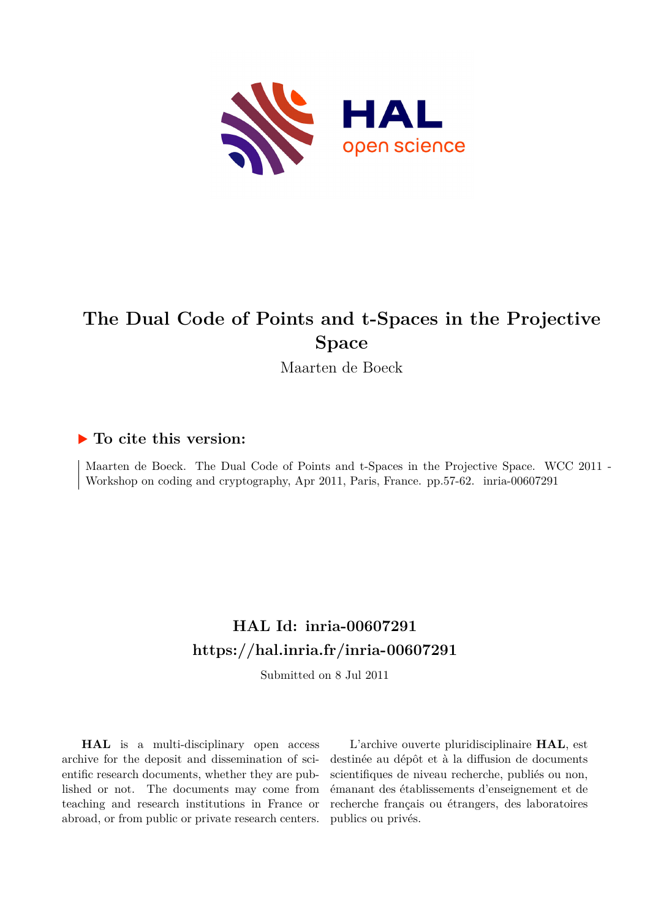# The Dual Code of Points and t-Spaces in the Projective Space

Maarten de Boeck

## ▶ To cite this version:

Maarten de Boeck. The Dual Code of Points and t-Spaces in the Projective Space. WCC 2011 - Workshop on coding and cryptography, Apr 2011, Paris, France. pp.57-62. inria-00607291

## HAL Id: inria-00607291

## https://hal.inria.fr/inria-00607291

Submitted on 8 Jul 2011

**HAL** is a multi-disciplinary open access archive for the deposit and dissemination of scientific research documents, whether they are published or not. The documents may come from teaching and research institutions in France or abroad, or from public or private research centers.

L'archive ouverte pluridisciplinaire **HAL**, est destinée au dépôt et à la diffusion de documents scientifiques de niveau recherche, publiés ou non, émanant des établissements d'enseignement et de recherche français ou étrangers, des laboratoires publics ou privés.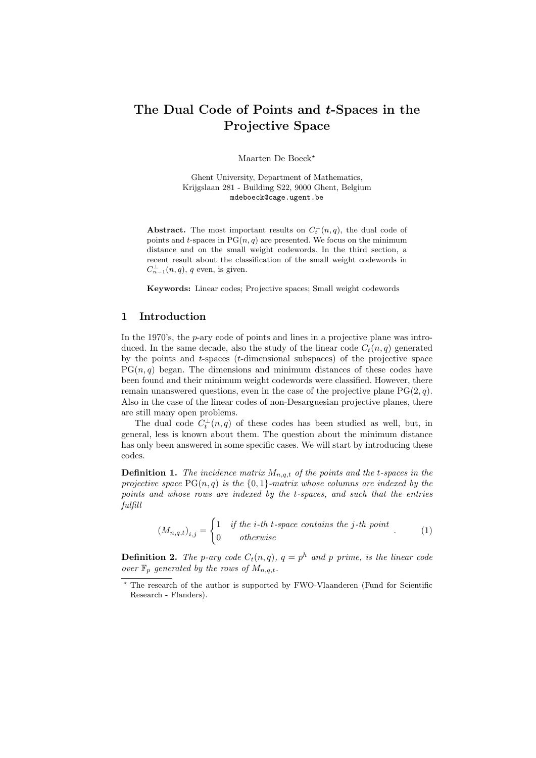# The Dual Code of Points and $t$-Spaces in the Projective Space

Maarten De Boeck*

Ghent University, Department of Mathematics,
Krijgslaan 281 - Building S22, 9000 Ghent, Belgium
mdeboeck@cage.ugent.be

**Abstract.** The most important results on $C_t^\perp(n,q)$, the dual code of points and $t$-spaces in $\mathrm{PG}(n,q)$ are presented. We focus on the minimum distance and on the small weight codewords. In the third section, a recent result about the classification of the small weight codewords in $C_{n-1}^\perp(n,q)$, $q$ even, is given.

**Keywords:** Linear codes; Projective spaces; Small weight codewords

## 1 Introduction

In the 1970's, the $p$-ary code of points and lines in a projective plane was introduced. In the same decade, also the study of the linear code $C_t(n,q)$ generated by the points and $t$-spaces ($t$-dimensional subspaces) of the projective space $\mathrm{PG}(n,q)$ began. The dimensions and minimum distances of these codes have been found and their minimum weight codewords were classified. However, there remain unanswered questions, even in the case of the projective plane $\mathrm{PG}(2,q)$. Also in the case of the linear codes of non-Desarguesian projective planes, there are still many open problems.

The dual code $C_t^\perp(n,q)$ of these codes has been studied as well, but, in general, less is known about them. The question about the minimum distance has only been answered in some specific cases. We will start by introducing these codes.

**Definition 1.** *The incidence matrix $M_{n,q,t}$ of the points and the $t$-spaces in the projective space $\mathrm{PG}(n,q)$ is the $\{0,1\}$-matrix whose columns are indexed by the points and whose rows are indexed by the $t$-spaces, and such that the entries fulfill*

$$\left(M_{n,q,t}\right)_{i,j} = \begin{cases} 1 & \text{if the } i\text{-th } t\text{-space contains the } j\text{-th point} \\ 0 & \text{otherwise} \end{cases} . \quad (1)$$

**Definition 2.** *The $p$-ary code $C_t(n,q)$, $q=p^h$ and $p$ prime, is the linear code over $\mathbb{F}_p$ generated by the rows of $M_{n,q,t}$.*

* The research of the author is supported by FWO-Vlaanderen (Fund for Scientific Research - Flanders).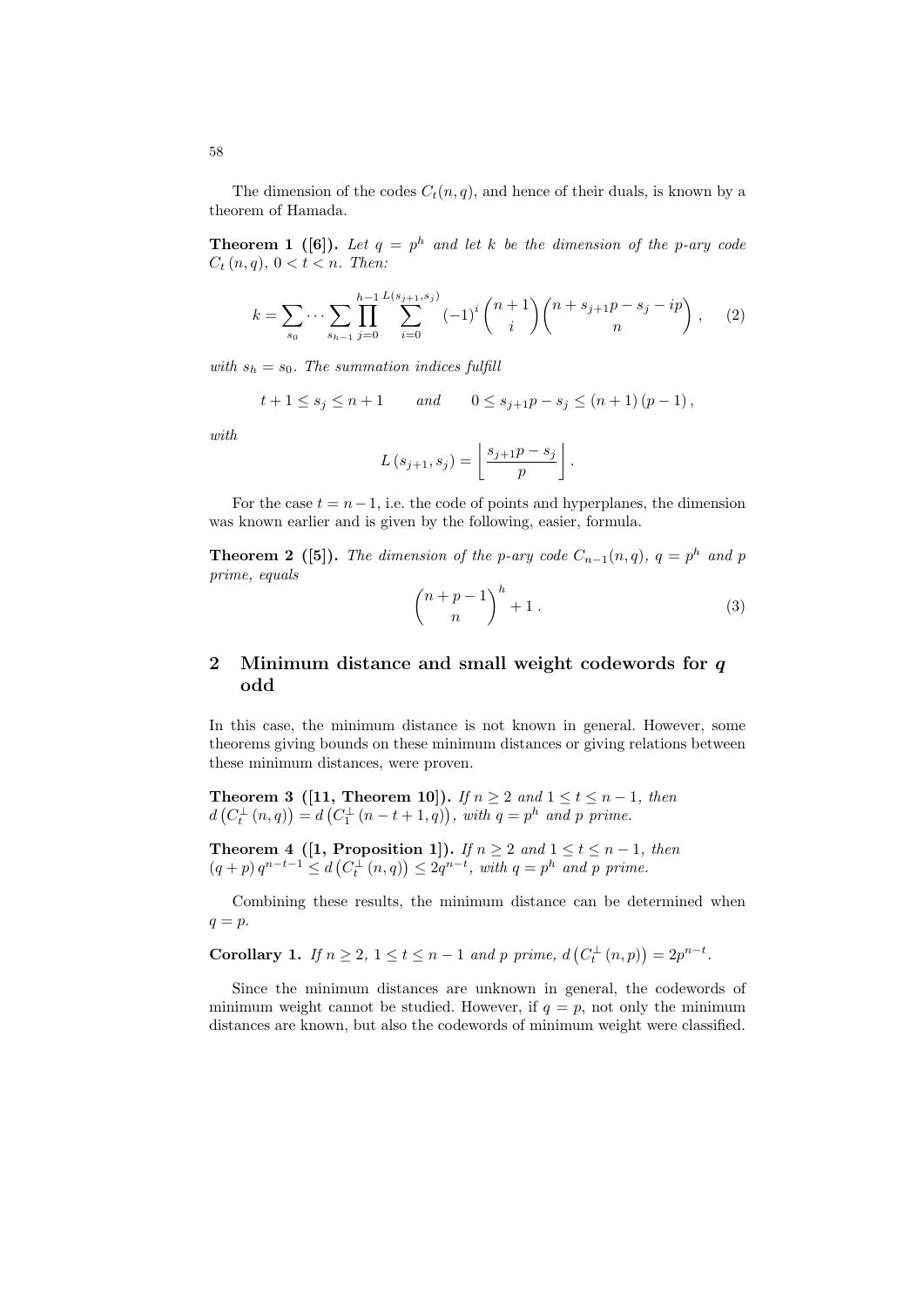The dimension of the codes $C_t(n, q)$, and hence of their duals, is known by a theorem of Hamada.

**Theorem 1 ([6]).** *Let $q = p^h$ and let $k$ be the dimension of the $p$-ary code $C_t(n, q)$, $0 < t < n$. Then:*

$$k = \sum_{s_0} \cdots \sum_{s_{h-1}} \prod_{j=0}^{h-1} \sum_{i=0}^{L(s_{j+1}, s_j)} (-1)^i \binom{n+1}{i} \binom{n + s_{j+1}p - s_j - ip}{n}, \tag{2}$$

*with $s_h = s_0$. The summation indices fulfill*

$$t + 1 \leq s_j \leq n + 1 \qquad \text{and} \qquad 0 \leq s_{j+1}p - s_j \leq (n+1)(p-1),$$

*with*

$$L(s_{j+1}, s_j) = \left\lfloor \frac{s_{j+1}p - s_j}{p} \right\rfloor.$$

For the case $t = n-1$, i.e. the code of points and hyperplanes, the dimension was known earlier and is given by the following, easier, formula.

**Theorem 2 ([5]).** *The dimension of the $p$-ary code $C_{n-1}(n, q)$, $q = p^h$ and $p$ prime, equals*

$$\binom{n+p-1}{n}^h + 1. \tag{3}$$

## 2 Minimum distance and small weight codewords for $q$ odd

In this case, the minimum distance is not known in general. However, some theorems giving bounds on these minimum distances or giving relations between these minimum distances, were proven.

**Theorem 3 ([11, Theorem 10]).** *If $n \geq 2$ and $1 \leq t \leq n-1$, then $d\left(C_t^\perp(n, q)\right) = d\left(C_1^\perp(n - t + 1, q)\right)$, with $q = p^h$ and $p$ prime.*

**Theorem 4 ([1, Proposition 1]).** *If $n \geq 2$ and $1 \leq t \leq n-1$, then $(q + p)q^{n-t-1} \leq d\left(C_t^\perp(n, q)\right) \leq 2q^{n-t}$, with $q = p^h$ and $p$ prime.*

Combining these results, the minimum distance can be determined when $q = p$.

**Corollary 1.** *If $n \geq 2$, $1 \leq t \leq n-1$ and $p$ prime, $d\left(C_t^\perp(n, p)\right) = 2p^{n-t}$.*

Since the minimum distances are unknown in general, the codewords of minimum weight cannot be studied. However, if $q = p$, not only the minimum distances are known, but also the codewords of minimum weight were classified.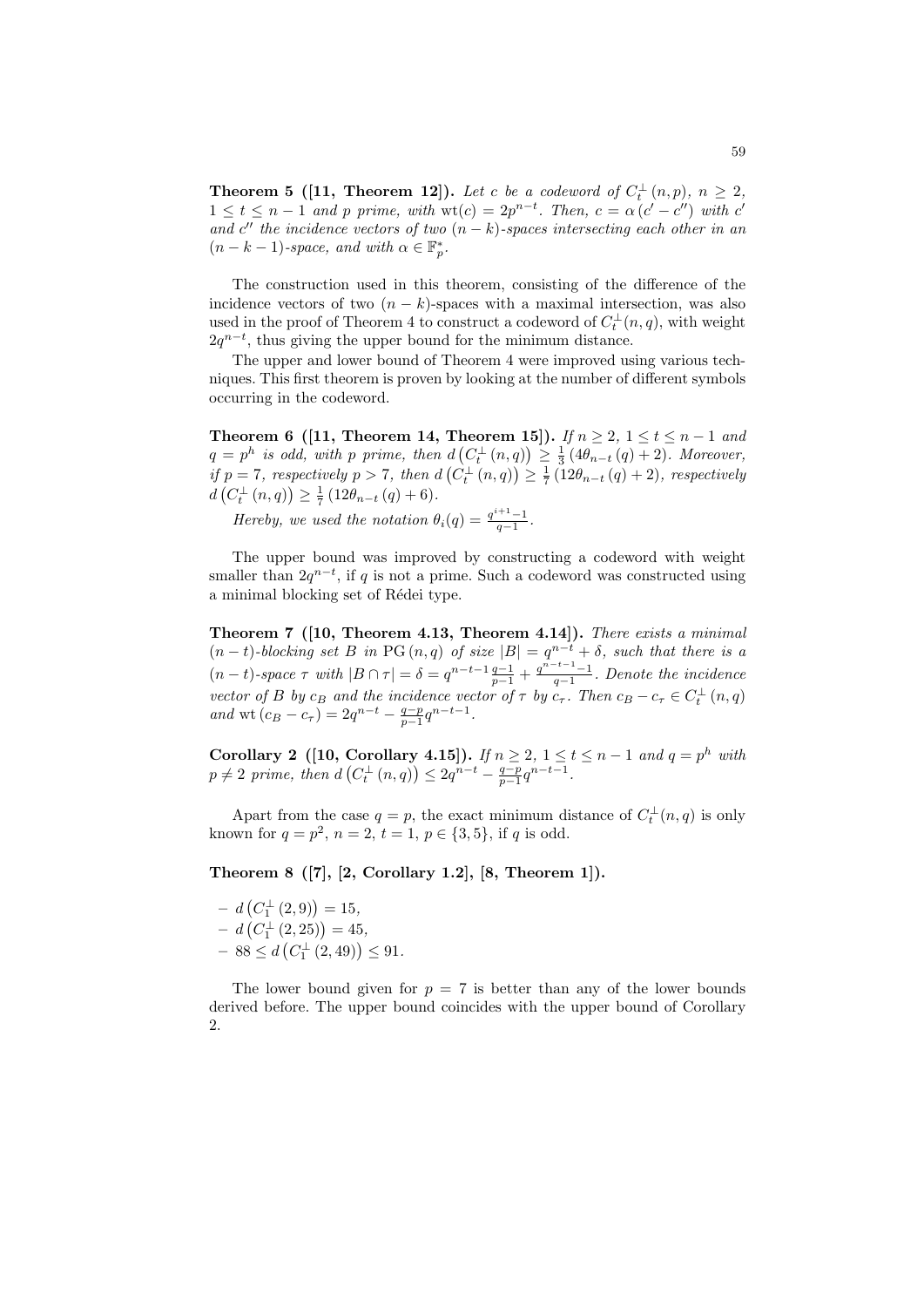**Theorem 5 ([11, Theorem 12]).** *Let $c$ be a codeword of $C_t^{\perp}(n,p)$, $n \geq 2$, $1 \leq t \leq n-1$ and $p$ prime, with $\mathrm{wt}(c) = 2p^{n-t}$. Then, $c = \alpha(c' - c'')$ with $c'$ and $c''$ the incidence vectors of two $(n-k)$-spaces intersecting each other in an $(n-k-1)$-space, and with $\alpha \in \mathbb{F}_p^*$.*

The construction used in this theorem, consisting of the difference of the incidence vectors of two $(n-k)$-spaces with a maximal intersection, was also used in the proof of Theorem 4 to construct a codeword of $C_t^{\perp}(n,q)$, with weight $2q^{n-t}$, thus giving the upper bound for the minimum distance.

The upper and lower bound of Theorem 4 were improved using various techniques. This first theorem is proven by looking at the number of different symbols occurring in the codeword.

**Theorem 6 ([11, Theorem 14, Theorem 15]).** *If $n \geq 2$, $1 \leq t \leq n-1$ and $q = p^h$ is odd, with $p$ prime, then $d\left(C_t^{\perp}(n,q)\right) \geq \frac{1}{3}\left(4\theta_{n-t}(q) + 2\right)$. Moreover, if $p = 7$, respectively $p > 7$, then $d\left(C_t^{\perp}(n,q)\right) \geq \frac{1}{7}\left(12\theta_{n-t}(q) + 2\right)$, respectively $d\left(C_t^{\perp}(n,q)\right) \geq \frac{1}{7}\left(12\theta_{n-t}(q) + 6\right)$.*

*Hereby, we used the notation $\theta_i(q) = \frac{q^{i+1}-1}{q-1}$.*

The upper bound was improved by constructing a codeword with weight smaller than $2q^{n-t}$, if $q$ is not a prime. Such a codeword was constructed using a minimal blocking set of Rédei type.

**Theorem 7 ([10, Theorem 4.13, Theorem 4.14]).** *There exists a minimal $(n-t)$-blocking set $B$ in $\mathrm{PG}(n,q)$ of size $|B| = q^{n-t} + \delta$, such that there is a $(n-t)$-space $\tau$ with $|B \cap \tau| = \delta = q^{n-t-1}\frac{q-1}{p-1} + \frac{q^{n-t-1}-1}{q-1}$. Denote the incidence vector of $B$ by $c_B$ and the incidence vector of $\tau$ by $c_\tau$. Then $c_B - c_\tau \in C_t^{\perp}(n,q)$ and $\mathrm{wt}(c_B - c_\tau) = 2q^{n-t} - \frac{q-p}{p-1}q^{n-t-1}$.*

**Corollary 2 ([10, Corollary 4.15]).** *If $n \geq 2$, $1 \leq t \leq n-1$ and $q = p^h$ with $p \neq 2$ prime, then $d\left(C_t^{\perp}(n,q)\right) \leq 2q^{n-t} - \frac{q-p}{p-1}q^{n-t-1}$.*

Apart from the case $q = p$, the exact minimum distance of $C_t^{\perp}(n,q)$ is only known for $q = p^2$, $n = 2$, $t = 1$, $p \in \{3,5\}$, if $q$ is odd.

**Theorem 8 ([7], [2, Corollary 1.2], [8, Theorem 1]).**

- $d\left(C_1^{\perp}(2,9)\right) = 15$,
- $d\left(C_1^{\perp}(2,25)\right) = 45$,
- $88 \leq d\left(C_1^{\perp}(2,49)\right) \leq 91$.

The lower bound given for $p = 7$ is better than any of the lower bounds derived before. The upper bound coincides with the upper bound of Corollary 2.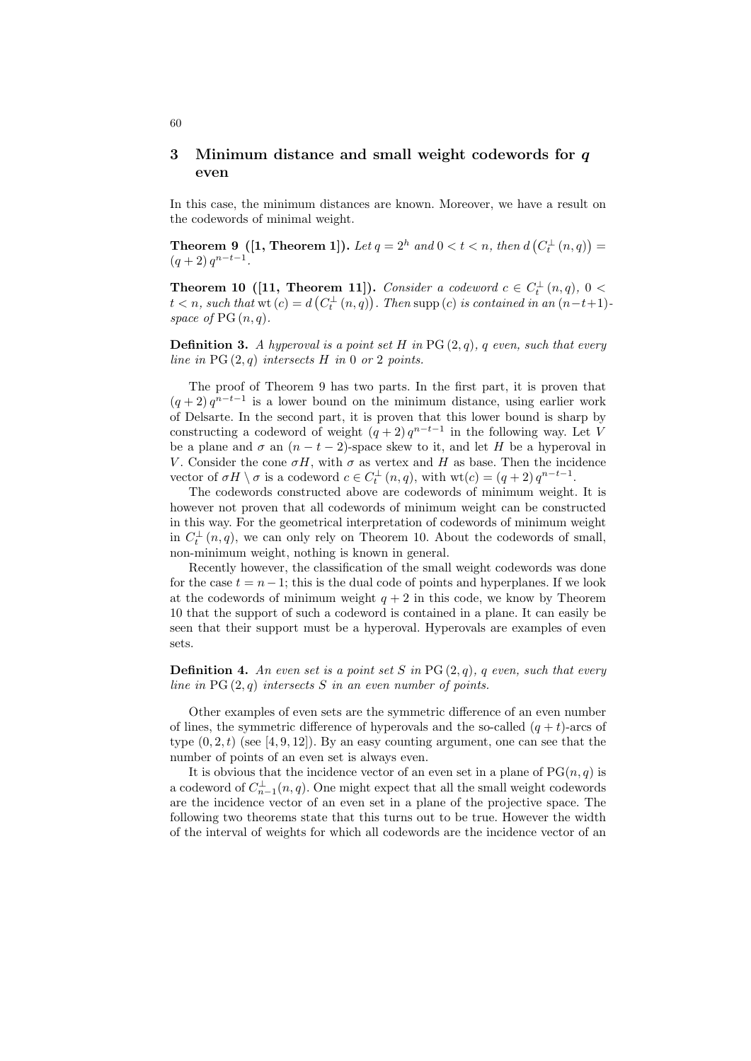## 3 Minimum distance and small weight codewords for $q$ even

In this case, the minimum distances are known. Moreover, we have a result on the codewords of minimal weight.

**Theorem 9 ([1, Theorem 1]).** *Let $q = 2^h$ and $0 < t < n$, then $d\left(C_t^{\perp}(n,q)\right) = (q+2)\,q^{n-t-1}$.*

**Theorem 10 ([11, Theorem 11]).** *Consider a codeword $c \in C_t^{\perp}(n,q)$, $0 < t < n$, such that $\mathrm{wt}(c) = d\left(C_t^{\perp}(n,q)\right)$. Then $\mathrm{supp}(c)$ is contained in an $(n-t+1)$-space of $\mathrm{PG}(n,q)$.*

**Definition 3.** *A hyperoval is a point set $H$ in $\mathrm{PG}(2,q)$, $q$ even, such that every line in $\mathrm{PG}(2,q)$ intersects $H$ in 0 or 2 points.*

The proof of Theorem 9 has two parts. In the first part, it is proven that $(q+2)\,q^{n-t-1}$ is a lower bound on the minimum distance, using earlier work of Delsarte. In the second part, it is proven that this lower bound is sharp by constructing a codeword of weight $(q+2)\,q^{n-t-1}$ in the following way. Let $V$ be a plane and $\sigma$ an $(n-t-2)$-space skew to it, and let $H$ be a hyperoval in $V$. Consider the cone $\sigma H$, with $\sigma$ as vertex and $H$ as base. Then the incidence vector of $\sigma H \setminus \sigma$ is a codeword $c \in C_t^{\perp}(n,q)$, with $\mathrm{wt}(c) = (q+2)\,q^{n-t-1}$.

The codewords constructed above are codewords of minimum weight. It is however not proven that all codewords of minimum weight can be constructed in this way. For the geometrical interpretation of codewords of minimum weight in $C_t^{\perp}(n,q)$, we can only rely on Theorem 10. About the codewords of small, non-minimum weight, nothing is known in general.

Recently however, the classification of the small weight codewords was done for the case $t = n-1$; this is the dual code of points and hyperplanes. If we look at the codewords of minimum weight $q+2$ in this code, we know by Theorem 10 that the support of such a codeword is contained in a plane. It can easily be seen that their support must be a hyperoval. Hyperovals are examples of even sets.

**Definition 4.** *An even set is a point set $S$ in $\mathrm{PG}(2,q)$, $q$ even, such that every line in $\mathrm{PG}(2,q)$ intersects $S$ in an even number of points.*

Other examples of even sets are the symmetric difference of an even number of lines, the symmetric difference of hyperovals and the so-called $(q+t)$-arcs of type $(0,2,t)$ (see [4, 9, 12]). By an easy counting argument, one can see that the number of points of an even set is always even.

It is obvious that the incidence vector of an even set in a plane of $\mathrm{PG}(n,q)$ is a codeword of $C_{n-1}^{\perp}(n,q)$. One might expect that all the small weight codewords are the incidence vector of an even set in a plane of the projective space. The following two theorems state that this turns out to be true. However the width of the interval of weights for which all codewords are the incidence vector of an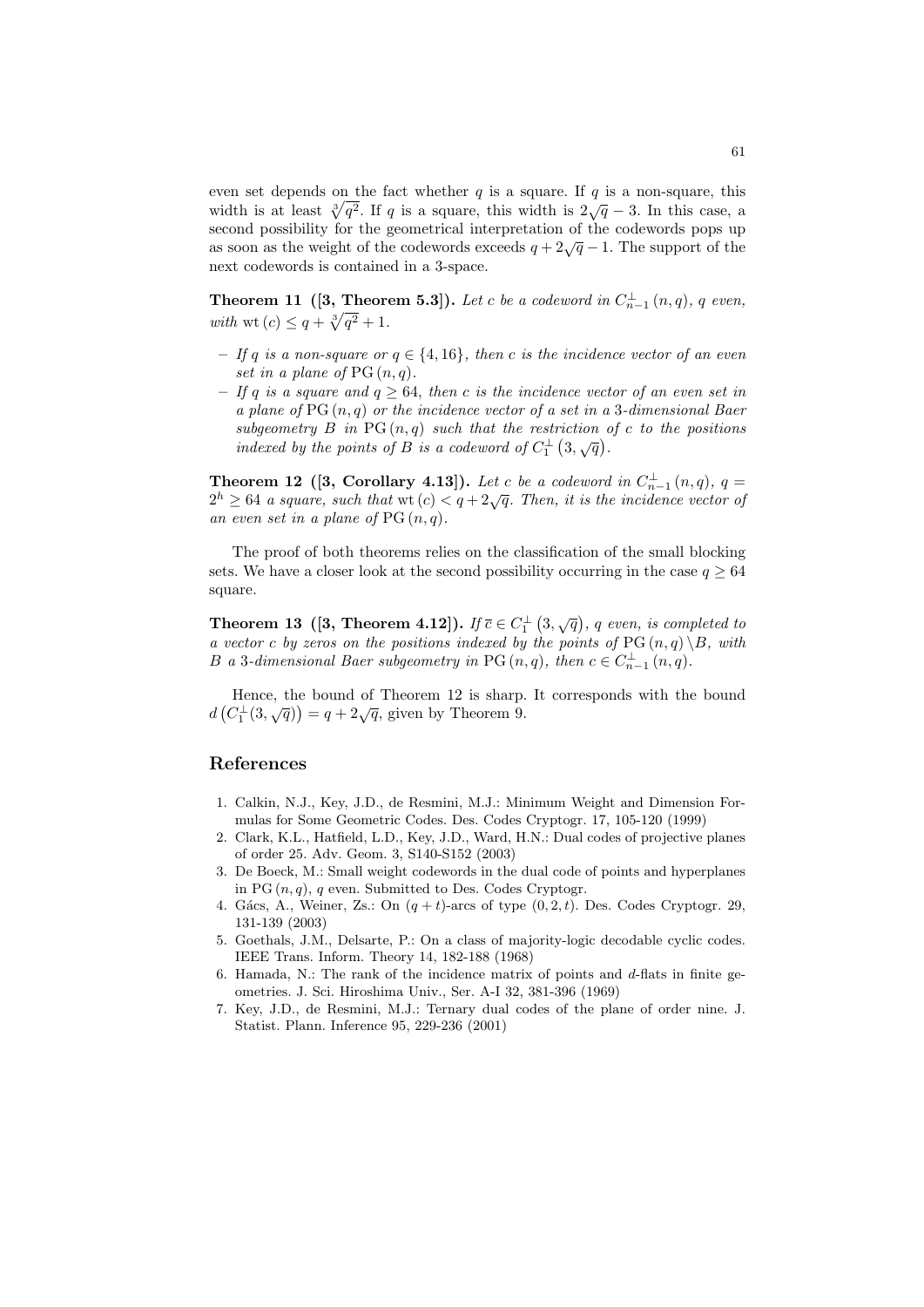even set depends on the fact whether $q$ is a square. If $q$ is a non-square, this width is at least $\sqrt[3]{q^2}$. If $q$ is a square, this width is $2\sqrt{q}-3$. In this case, a second possibility for the geometrical interpretation of the codewords pops up as soon as the weight of the codewords exceeds $q+2\sqrt{q}-1$. The support of the next codewords is contained in a 3-space.

**Theorem 11 ([3, Theorem 5.3]).** *Let $c$ be a codeword in $C_{n-1}^{\perp}(n,q)$, $q$ even, with* $\mathrm{wt}(c) \leq q + \sqrt[3]{q^2} + 1$.

- *If $q$ is a non-square or $q \in \{4, 16\}$, then $c$ is the incidence vector of an even set in a plane of $\mathrm{PG}(n,q)$.*
- *If $q$ is a square and $q \geq 64$, then $c$ is the incidence vector of an even set in a plane of $\mathrm{PG}(n,q)$ or the incidence vector of a set in a 3-dimensional Baer subgeometry $B$ in $\mathrm{PG}(n,q)$ such that the restriction of $c$ to the positions indexed by the points of $B$ is a codeword of $C_1^{\perp}\left(3,\sqrt{q}\right)$.*

**Theorem 12 ([3, Corollary 4.13]).** *Let $c$ be a codeword in $C_{n-1}^{\perp}(n,q)$, $q = 2^h \geq 64$ a square, such that $\mathrm{wt}(c) < q + 2\sqrt{q}$. Then, it is the incidence vector of an even set in a plane of $\mathrm{PG}(n,q)$.*

The proof of both theorems relies on the classification of the small blocking sets. We have a closer look at the second possibility occurring in the case $q \geq 64$ square.

**Theorem 13 ([3, Theorem 4.12]).** *If $\overline{c} \in C_1^{\perp}\left(3,\sqrt{q}\right)$, $q$ even, is completed to a vector $c$ by zeros on the positions indexed by the points of $\mathrm{PG}(n,q) \setminus B$, with $B$ a 3-dimensional Baer subgeometry in $\mathrm{PG}(n,q)$, then $c \in C_{n-1}^{\perp}(n,q)$.*

Hence, the bound of Theorem 12 is sharp. It corresponds with the bound $d\left(C_1^{\perp}(3,\sqrt{q})\right) = q + 2\sqrt{q}$, given by Theorem 9.

## References

1. Calkin, N.J., Key, J.D., de Resmini, M.J.: Minimum Weight and Dimension Formulas for Some Geometric Codes. Des. Codes Cryptogr. 17, 105-120 (1999)
2. Clark, K.L., Hatfield, L.D., Key, J.D., Ward, H.N.: Dual codes of projective planes of order 25. Adv. Geom. 3, S140-S152 (2003)
3. De Boeck, M.: Small weight codewords in the dual code of points and hyperplanes in $\mathrm{PG}(n,q)$, $q$ even. Submitted to Des. Codes Cryptogr.
4. Gács, A., Weiner, Zs.: On $(q+t)$-arcs of type $(0,2,t)$. Des. Codes Cryptogr. 29, 131-139 (2003)
5. Goethals, J.M., Delsarte, P.: On a class of majority-logic decodable cyclic codes. IEEE Trans. Inform. Theory 14, 182-188 (1968)
6. Hamada, N.: The rank of the incidence matrix of points and $d$-flats in finite geometries. J. Sci. Hiroshima Univ., Ser. A-I 32, 381-396 (1969)
7. Key, J.D., de Resmini, M.J.: Ternary dual codes of the plane of order nine. J. Statist. Plann. Inference 95, 229-236 (2001)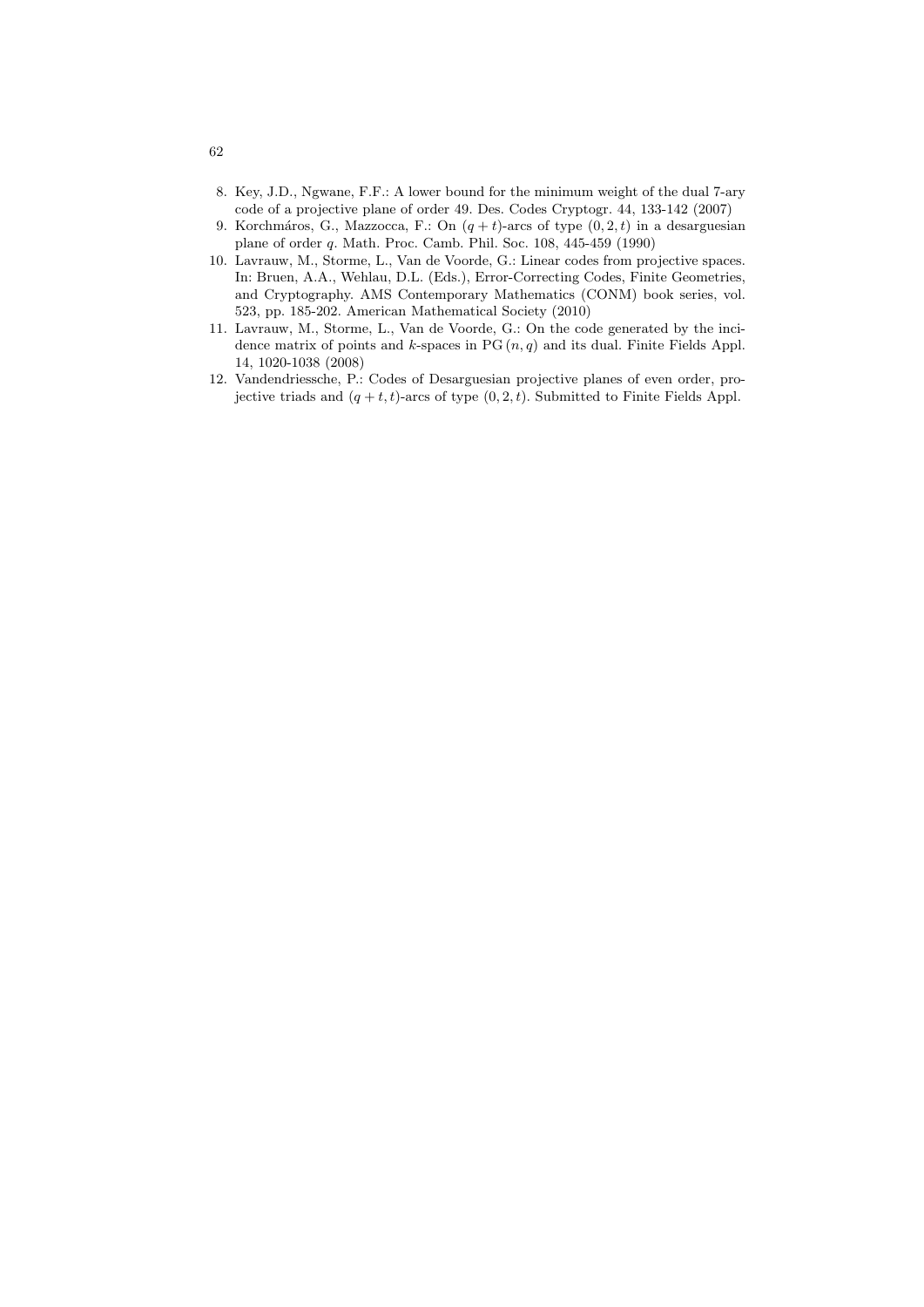8. Key, J.D., Ngwane, F.F.: A lower bound for the minimum weight of the dual 7-ary code of a projective plane of order 49. Des. Codes Cryptogr. 44, 133-142 (2007)
9. Korchmáros, G., Mazzocca, F.: On $(q+t)$-arcs of type $(0,2,t)$ in a desarguesian plane of order $q$. Math. Proc. Camb. Phil. Soc. 108, 445-459 (1990)
10. Lavrauw, M., Storme, L., Van de Voorde, G.: Linear codes from projective spaces. In: Bruen, A.A., Wehlau, D.L. (Eds.), Error-Correcting Codes, Finite Geometries, and Cryptography. AMS Contemporary Mathematics (CONM) book series, vol. 523, pp. 185-202. American Mathematical Society (2010)
11. Lavrauw, M., Storme, L., Van de Voorde, G.: On the code generated by the incidence matrix of points and $k$-spaces in $\mathrm{PG}(n,q)$ and its dual. Finite Fields Appl. 14, 1020-1038 (2008)
12. Vandendriessche, P.: Codes of Desarguesian projective planes of even order, projective triads and $(q+t,t)$-arcs of type $(0,2,t)$. Submitted to Finite Fields Appl.